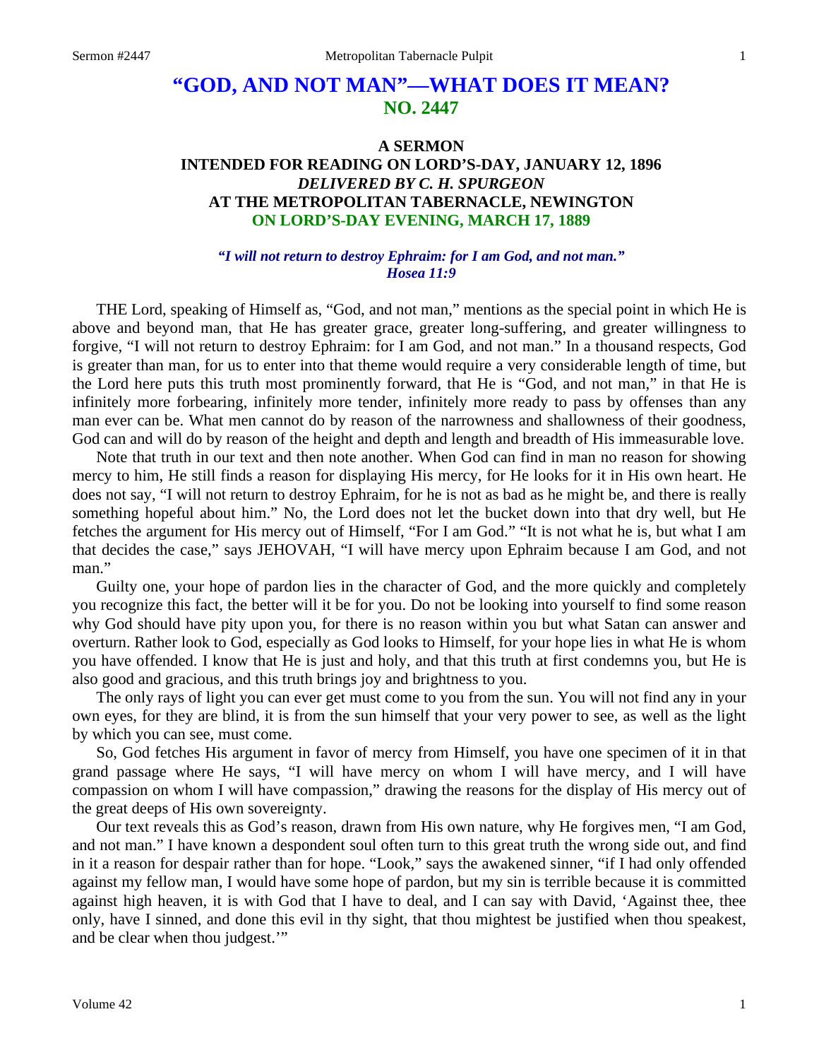# "GOD, AND NOT MAN"—WHAT DOES IT MEAN?
## NO. 2447

### A SERMON
### INTENDED FOR READING ON LORD'S-DAY, JANUARY 12, 1896
### *DELIVERED BY C. H. SPURGEON*
### AT THE METROPOLITAN TABERNACLE, NEWINGTON
### ON LORD'S-DAY EVENING, MARCH 17, 1889

***"I will not return to destroy Ephraim: for I am God, and not man."***
***Hosea 11:9***

THE Lord, speaking of Himself as, "God, and not man," mentions as the special point in which He is above and beyond man, that He has greater grace, greater long-suffering, and greater willingness to forgive, "I will not return to destroy Ephraim: for I am God, and not man." In a thousand respects, God is greater than man, for us to enter into that theme would require a very considerable length of time, but the Lord here puts this truth most prominently forward, that He is "God, and not man," in that He is infinitely more forbearing, infinitely more tender, infinitely more ready to pass by offenses than any man ever can be. What men cannot do by reason of the narrowness and shallowness of their goodness, God can and will do by reason of the height and depth and length and breadth of His immeasurable love.

Note that truth in our text and then note another. When God can find in man no reason for showing mercy to him, He still finds a reason for displaying His mercy, for He looks for it in His own heart. He does not say, "I will not return to destroy Ephraim, for he is not as bad as he might be, and there is really something hopeful about him." No, the Lord does not let the bucket down into that dry well, but He fetches the argument for His mercy out of Himself, "For I am God." "It is not what he is, but what I am that decides the case," says JEHOVAH, "I will have mercy upon Ephraim because I am God, and not man."

Guilty one, your hope of pardon lies in the character of God, and the more quickly and completely you recognize this fact, the better will it be for you. Do not be looking into yourself to find some reason why God should have pity upon you, for there is no reason within you but what Satan can answer and overturn. Rather look to God, especially as God looks to Himself, for your hope lies in what He is whom you have offended. I know that He is just and holy, and that this truth at first condemns you, but He is also good and gracious, and this truth brings joy and brightness to you.

The only rays of light you can ever get must come to you from the sun. You will not find any in your own eyes, for they are blind, it is from the sun himself that your very power to see, as well as the light by which you can see, must come.

So, God fetches His argument in favor of mercy from Himself, you have one specimen of it in that grand passage where He says, "I will have mercy on whom I will have mercy, and I will have compassion on whom I will have compassion," drawing the reasons for the display of His mercy out of the great deeps of His own sovereignty.

Our text reveals this as God's reason, drawn from His own nature, why He forgives men, "I am God, and not man." I have known a despondent soul often turn to this great truth the wrong side out, and find in it a reason for despair rather than for hope. "Look," says the awakened sinner, "if I had only offended against my fellow man, I would have some hope of pardon, but my sin is terrible because it is committed against high heaven, it is with God that I have to deal, and I can say with David, 'Against thee, thee only, have I sinned, and done this evil in thy sight, that thou mightest be justified when thou speakest, and be clear when thou judgest.'"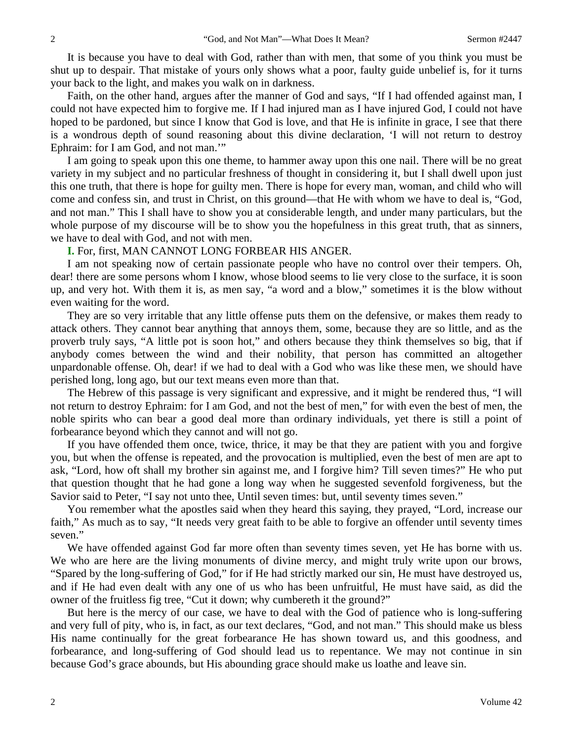It is because you have to deal with God, rather than with men, that some of you think you must be shut up to despair. That mistake of yours only shows what a poor, faulty guide unbelief is, for it turns your back to the light, and makes you walk on in darkness.

Faith, on the other hand, argues after the manner of God and says, "If I had offended against man, I could not have expected him to forgive me. If I had injured man as I have injured God, I could not have hoped to be pardoned, but since I know that God is love, and that He is infinite in grace, I see that there is a wondrous depth of sound reasoning about this divine declaration, 'I will not return to destroy Ephraim: for I am God, and not man.'"

I am going to speak upon this one theme, to hammer away upon this one nail. There will be no great variety in my subject and no particular freshness of thought in considering it, but I shall dwell upon just this one truth, that there is hope for guilty men. There is hope for every man, woman, and child who will come and confess sin, and trust in Christ, on this ground—that He with whom we have to deal is, "God, and not man." This I shall have to show you at considerable length, and under many particulars, but the whole purpose of my discourse will be to show you the hopefulness in this great truth, that as sinners, we have to deal with God, and not with men.

**I.** For, first, MAN CANNOT LONG FORBEAR HIS ANGER.

I am not speaking now of certain passionate people who have no control over their tempers. Oh, dear! there are some persons whom I know, whose blood seems to lie very close to the surface, it is soon up, and very hot. With them it is, as men say, "a word and a blow," sometimes it is the blow without even waiting for the word.

They are so very irritable that any little offense puts them on the defensive, or makes them ready to attack others. They cannot bear anything that annoys them, some, because they are so little, and as the proverb truly says, "A little pot is soon hot," and others because they think themselves so big, that if anybody comes between the wind and their nobility, that person has committed an altogether unpardonable offense. Oh, dear! if we had to deal with a God who was like these men, we should have perished long, long ago, but our text means even more than that.

The Hebrew of this passage is very significant and expressive, and it might be rendered thus, "I will not return to destroy Ephraim: for I am God, and not the best of men," for with even the best of men, the noble spirits who can bear a good deal more than ordinary individuals, yet there is still a point of forbearance beyond which they cannot and will not go.

If you have offended them once, twice, thrice, it may be that they are patient with you and forgive you, but when the offense is repeated, and the provocation is multiplied, even the best of men are apt to ask, "Lord, how oft shall my brother sin against me, and I forgive him? Till seven times?" He who put that question thought that he had gone a long way when he suggested sevenfold forgiveness, but the Savior said to Peter, "I say not unto thee, Until seven times: but, until seventy times seven."

You remember what the apostles said when they heard this saying, they prayed, "Lord, increase our faith," As much as to say, "It needs very great faith to be able to forgive an offender until seventy times seven."

We have offended against God far more often than seventy times seven, yet He has borne with us. We who are here are the living monuments of divine mercy, and might truly write upon our brows, "Spared by the long-suffering of God," for if He had strictly marked our sin, He must have destroyed us, and if He had even dealt with any one of us who has been unfruitful, He must have said, as did the owner of the fruitless fig tree, "Cut it down; why cumbereth it the ground?"

But here is the mercy of our case, we have to deal with the God of patience who is long-suffering and very full of pity, who is, in fact, as our text declares, "God, and not man." This should make us bless His name continually for the great forbearance He has shown toward us, and this goodness, and forbearance, and long-suffering of God should lead us to repentance. We may not continue in sin because God's grace abounds, but His abounding grace should make us loathe and leave sin.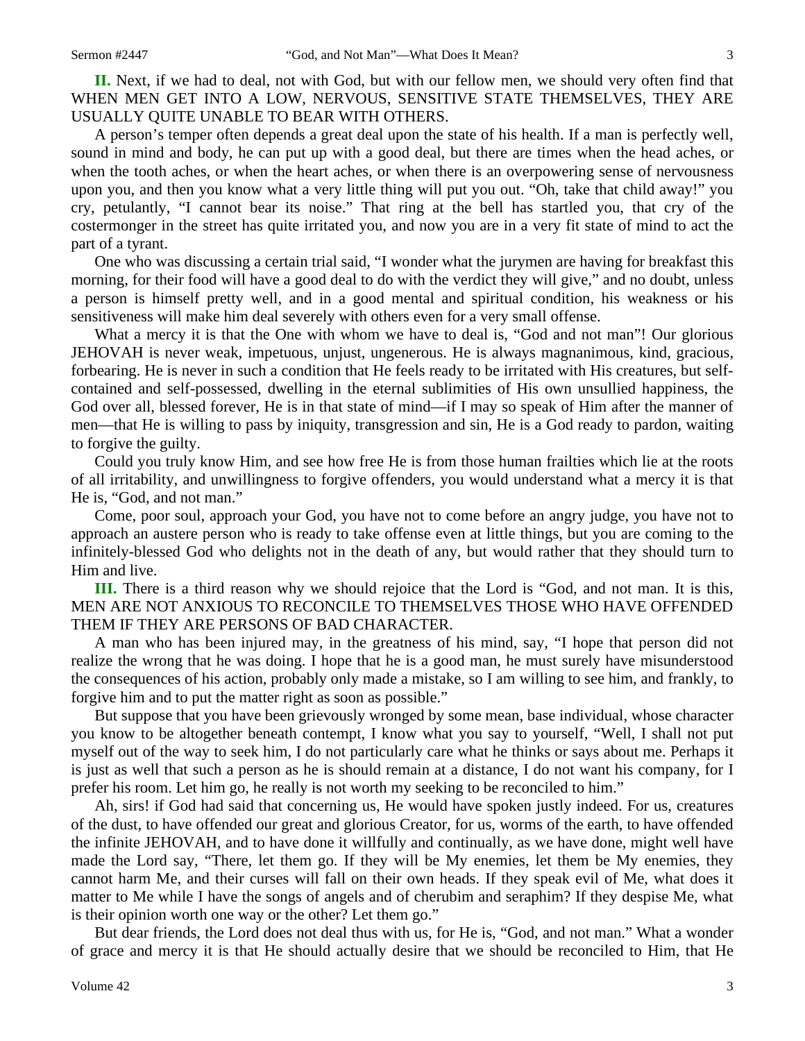**II.** Next, if we had to deal, not with God, but with our fellow men, we should very often find that WHEN MEN GET INTO A LOW, NERVOUS, SENSITIVE STATE THEMSELVES, THEY ARE USUALLY QUITE UNABLE TO BEAR WITH OTHERS.

A person's temper often depends a great deal upon the state of his health. If a man is perfectly well, sound in mind and body, he can put up with a good deal, but there are times when the head aches, or when the tooth aches, or when the heart aches, or when there is an overpowering sense of nervousness upon you, and then you know what a very little thing will put you out. "Oh, take that child away!" you cry, petulantly, "I cannot bear its noise." That ring at the bell has startled you, that cry of the costermonger in the street has quite irritated you, and now you are in a very fit state of mind to act the part of a tyrant.

One who was discussing a certain trial said, "I wonder what the jurymen are having for breakfast this morning, for their food will have a good deal to do with the verdict they will give," and no doubt, unless a person is himself pretty well, and in a good mental and spiritual condition, his weakness or his sensitiveness will make him deal severely with others even for a very small offense.

What a mercy it is that the One with whom we have to deal is, "God and not man"! Our glorious JEHOVAH is never weak, impetuous, unjust, ungenerous. He is always magnanimous, kind, gracious, forbearing. He is never in such a condition that He feels ready to be irritated with His creatures, but self-contained and self-possessed, dwelling in the eternal sublimities of His own unsullied happiness, the God over all, blessed forever, He is in that state of mind—if I may so speak of Him after the manner of men—that He is willing to pass by iniquity, transgression and sin, He is a God ready to pardon, waiting to forgive the guilty.

Could you truly know Him, and see how free He is from those human frailties which lie at the roots of all irritability, and unwillingness to forgive offenders, you would understand what a mercy it is that He is, "God, and not man."

Come, poor soul, approach your God, you have not to come before an angry judge, you have not to approach an austere person who is ready to take offense even at little things, but you are coming to the infinitely-blessed God who delights not in the death of any, but would rather that they should turn to Him and live.

**III.** There is a third reason why we should rejoice that the Lord is "God, and not man. It is this, MEN ARE NOT ANXIOUS TO RECONCILE TO THEMSELVES THOSE WHO HAVE OFFENDED THEM IF THEY ARE PERSONS OF BAD CHARACTER.

A man who has been injured may, in the greatness of his mind, say, "I hope that person did not realize the wrong that he was doing. I hope that he is a good man, he must surely have misunderstood the consequences of his action, probably only made a mistake, so I am willing to see him, and frankly, to forgive him and to put the matter right as soon as possible."

But suppose that you have been grievously wronged by some mean, base individual, whose character you know to be altogether beneath contempt, I know what you say to yourself, "Well, I shall not put myself out of the way to seek him, I do not particularly care what he thinks or says about me. Perhaps it is just as well that such a person as he is should remain at a distance, I do not want his company, for I prefer his room. Let him go, he really is not worth my seeking to be reconciled to him."

Ah, sirs! if God had said that concerning us, He would have spoken justly indeed. For us, creatures of the dust, to have offended our great and glorious Creator, for us, worms of the earth, to have offended the infinite JEHOVAH, and to have done it willfully and continually, as we have done, might well have made the Lord say, "There, let them go. If they will be My enemies, let them be My enemies, they cannot harm Me, and their curses will fall on their own heads. If they speak evil of Me, what does it matter to Me while I have the songs of angels and of cherubim and seraphim? If they despise Me, what is their opinion worth one way or the other? Let them go."

But dear friends, the Lord does not deal thus with us, for He is, "God, and not man." What a wonder of grace and mercy it is that He should actually desire that we should be reconciled to Him, that He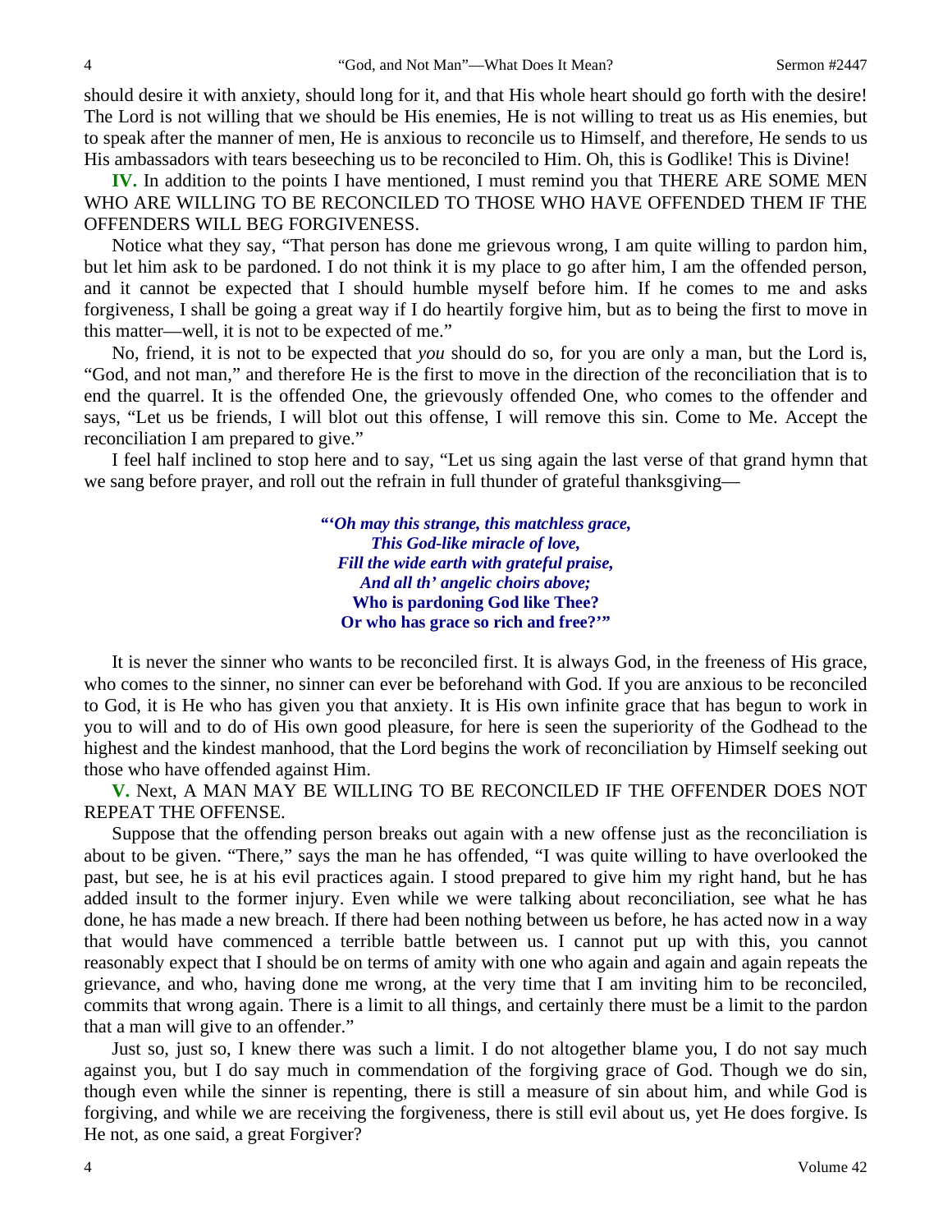should desire it with anxiety, should long for it, and that His whole heart should go forth with the desire! The Lord is not willing that we should be His enemies, He is not willing to treat us as His enemies, but to speak after the manner of men, He is anxious to reconcile us to Himself, and therefore, He sends to us His ambassadors with tears beseeching us to be reconciled to Him. Oh, this is Godlike! This is Divine!

**IV.** In addition to the points I have mentioned, I must remind you that THERE ARE SOME MEN WHO ARE WILLING TO BE RECONCILED TO THOSE WHO HAVE OFFENDED THEM IF THE OFFENDERS WILL BEG FORGIVENESS.

Notice what they say, "That person has done me grievous wrong, I am quite willing to pardon him, but let him ask to be pardoned. I do not think it is my place to go after him, I am the offended person, and it cannot be expected that I should humble myself before him. If he comes to me and asks forgiveness, I shall be going a great way if I do heartily forgive him, but as to being the first to move in this matter—well, it is not to be expected of me."

No, friend, it is not to be expected that *you* should do so, for you are only a man, but the Lord is, "God, and not man," and therefore He is the first to move in the direction of the reconciliation that is to end the quarrel. It is the offended One, the grievously offended One, who comes to the offender and says, "Let us be friends, I will blot out this offense, I will remove this sin. Come to Me. Accept the reconciliation I am prepared to give."

I feel half inclined to stop here and to say, "Let us sing again the last verse of that grand hymn that we sang before prayer, and roll out the refrain in full thunder of grateful thanksgiving—

> *"'Oh may this strange, this matchless grace,*
> *This God-like miracle of love,*
> *Fill the wide earth with grateful praise,*
> *And all th' angelic choirs above;*
> **Who is pardoning God like Thee?**
> **Or who has grace so rich and free?'"**

It is never the sinner who wants to be reconciled first. It is always God, in the freeness of His grace, who comes to the sinner, no sinner can ever be beforehand with God. If you are anxious to be reconciled to God, it is He who has given you that anxiety. It is His own infinite grace that has begun to work in you to will and to do of His own good pleasure, for here is seen the superiority of the Godhead to the highest and the kindest manhood, that the Lord begins the work of reconciliation by Himself seeking out those who have offended against Him.

**V.** Next, A MAN MAY BE WILLING TO BE RECONCILED IF THE OFFENDER DOES NOT REPEAT THE OFFENSE.

Suppose that the offending person breaks out again with a new offense just as the reconciliation is about to be given. "There," says the man he has offended, "I was quite willing to have overlooked the past, but see, he is at his evil practices again. I stood prepared to give him my right hand, but he has added insult to the former injury. Even while we were talking about reconciliation, see what he has done, he has made a new breach. If there had been nothing between us before, he has acted now in a way that would have commenced a terrible battle between us. I cannot put up with this, you cannot reasonably expect that I should be on terms of amity with one who again and again and again repeats the grievance, and who, having done me wrong, at the very time that I am inviting him to be reconciled, commits that wrong again. There is a limit to all things, and certainly there must be a limit to the pardon that a man will give to an offender."

Just so, just so, I knew there was such a limit. I do not altogether blame you, I do not say much against you, but I do say much in commendation of the forgiving grace of God. Though we do sin, though even while the sinner is repenting, there is still a measure of sin about him, and while God is forgiving, and while we are receiving the forgiveness, there is still evil about us, yet He does forgive. Is He not, as one said, a great Forgiver?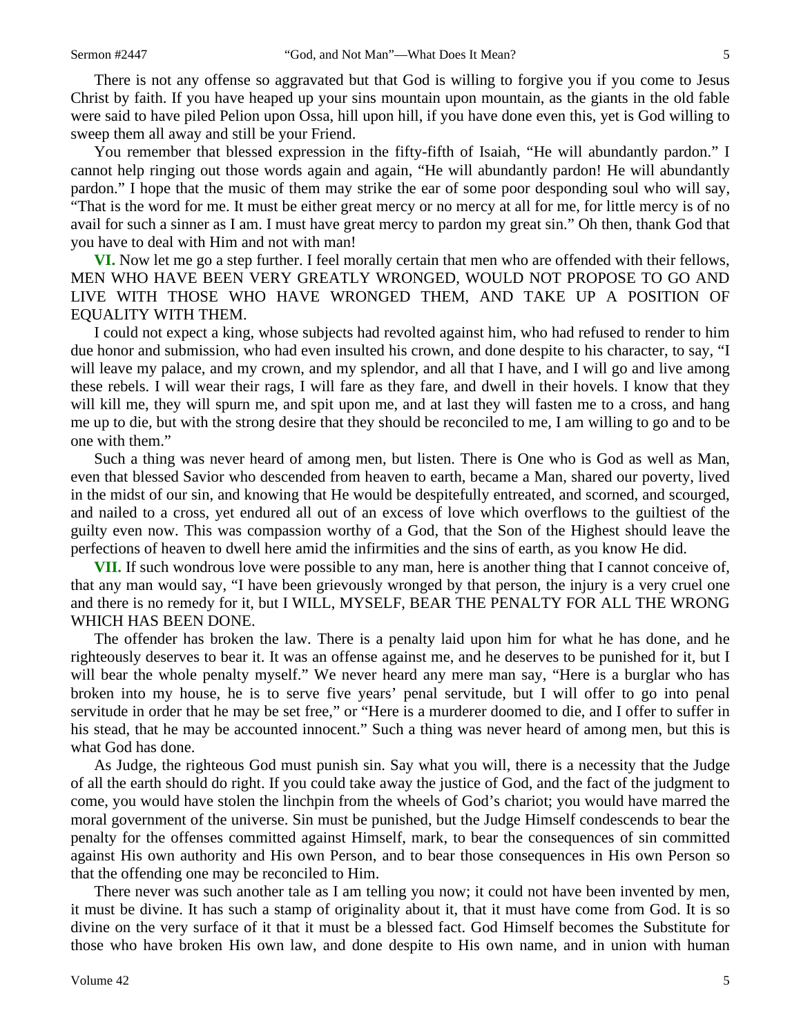There is not any offense so aggravated but that God is willing to forgive you if you come to Jesus Christ by faith. If you have heaped up your sins mountain upon mountain, as the giants in the old fable were said to have piled Pelion upon Ossa, hill upon hill, if you have done even this, yet is God willing to sweep them all away and still be your Friend.

You remember that blessed expression in the fifty-fifth of Isaiah, "He will abundantly pardon." I cannot help ringing out those words again and again, "He will abundantly pardon! He will abundantly pardon." I hope that the music of them may strike the ear of some poor desponding soul who will say, "That is the word for me. It must be either great mercy or no mercy at all for me, for little mercy is of no avail for such a sinner as I am. I must have great mercy to pardon my great sin." Oh then, thank God that you have to deal with Him and not with man!

**VI.** Now let me go a step further. I feel morally certain that men who are offended with their fellows, MEN WHO HAVE BEEN VERY GREATLY WRONGED, WOULD NOT PROPOSE TO GO AND LIVE WITH THOSE WHO HAVE WRONGED THEM, AND TAKE UP A POSITION OF EQUALITY WITH THEM.

I could not expect a king, whose subjects had revolted against him, who had refused to render to him due honor and submission, who had even insulted his crown, and done despite to his character, to say, "I will leave my palace, and my crown, and my splendor, and all that I have, and I will go and live among these rebels. I will wear their rags, I will fare as they fare, and dwell in their hovels. I know that they will kill me, they will spurn me, and spit upon me, and at last they will fasten me to a cross, and hang me up to die, but with the strong desire that they should be reconciled to me, I am willing to go and to be one with them."

Such a thing was never heard of among men, but listen. There is One who is God as well as Man, even that blessed Savior who descended from heaven to earth, became a Man, shared our poverty, lived in the midst of our sin, and knowing that He would be despitefully entreated, and scorned, and scourged, and nailed to a cross, yet endured all out of an excess of love which overflows to the guiltiest of the guilty even now. This was compassion worthy of a God, that the Son of the Highest should leave the perfections of heaven to dwell here amid the infirmities and the sins of earth, as you know He did.

**VII.** If such wondrous love were possible to any man, here is another thing that I cannot conceive of, that any man would say, "I have been grievously wronged by that person, the injury is a very cruel one and there is no remedy for it, but I WILL, MYSELF, BEAR THE PENALTY FOR ALL THE WRONG WHICH HAS BEEN DONE.

The offender has broken the law. There is a penalty laid upon him for what he has done, and he righteously deserves to bear it. It was an offense against me, and he deserves to be punished for it, but I will bear the whole penalty myself." We never heard any mere man say, "Here is a burglar who has broken into my house, he is to serve five years' penal servitude, but I will offer to go into penal servitude in order that he may be set free," or "Here is a murderer doomed to die, and I offer to suffer in his stead, that he may be accounted innocent." Such a thing was never heard of among men, but this is what God has done.

As Judge, the righteous God must punish sin. Say what you will, there is a necessity that the Judge of all the earth should do right. If you could take away the justice of God, and the fact of the judgment to come, you would have stolen the linchpin from the wheels of God's chariot; you would have marred the moral government of the universe. Sin must be punished, but the Judge Himself condescends to bear the penalty for the offenses committed against Himself, mark, to bear the consequences of sin committed against His own authority and His own Person, and to bear those consequences in His own Person so that the offending one may be reconciled to Him.

There never was such another tale as I am telling you now; it could not have been invented by men, it must be divine. It has such a stamp of originality about it, that it must have come from God. It is so divine on the very surface of it that it must be a blessed fact. God Himself becomes the Substitute for those who have broken His own law, and done despite to His own name, and in union with human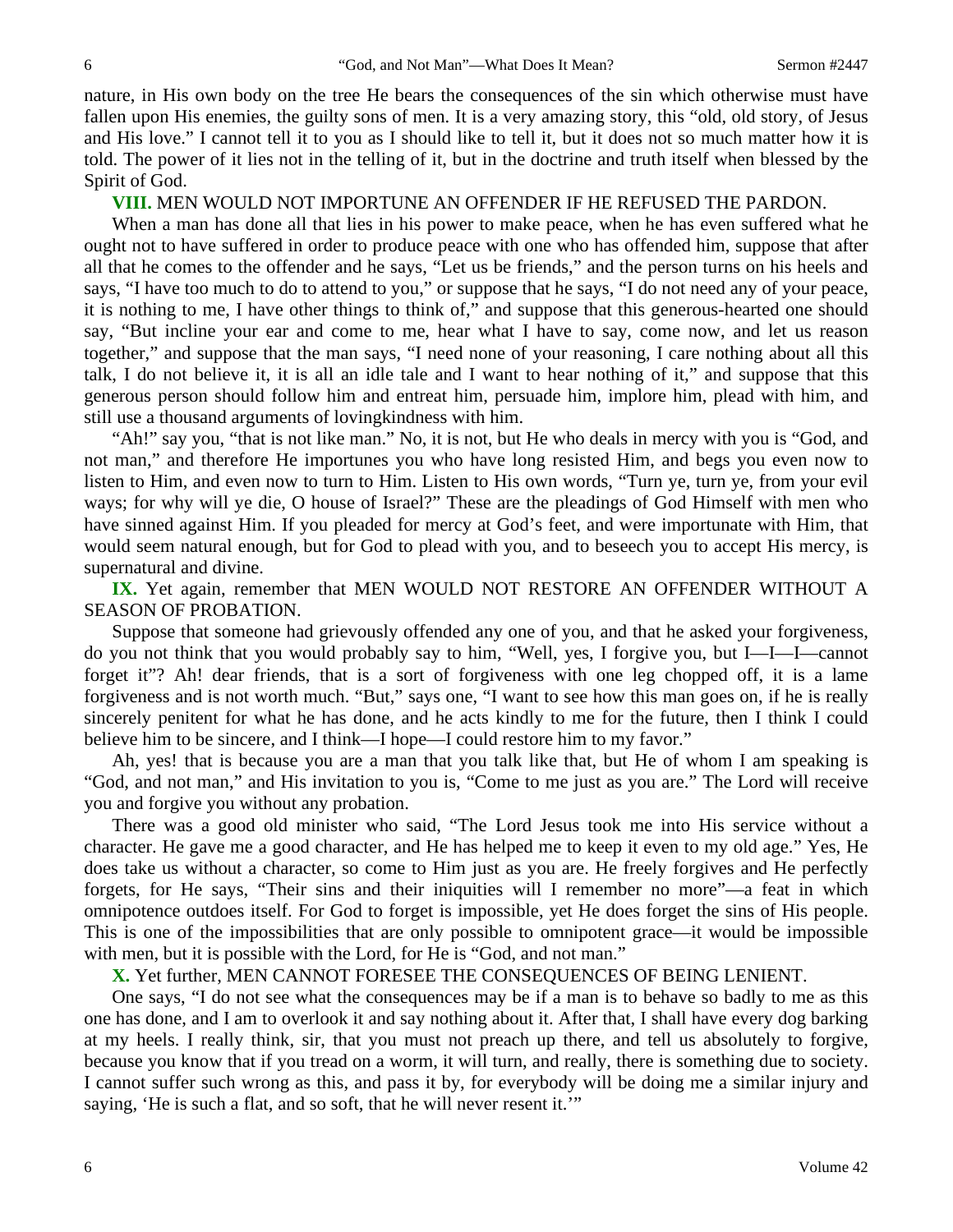nature, in His own body on the tree He bears the consequences of the sin which otherwise must have fallen upon His enemies, the guilty sons of men. It is a very amazing story, this "old, old story, of Jesus and His love." I cannot tell it to you as I should like to tell it, but it does not so much matter how it is told. The power of it lies not in the telling of it, but in the doctrine and truth itself when blessed by the Spirit of God.

**VIII.** MEN WOULD NOT IMPORTUNE AN OFFENDER IF HE REFUSED THE PARDON.

When a man has done all that lies in his power to make peace, when he has even suffered what he ought not to have suffered in order to produce peace with one who has offended him, suppose that after all that he comes to the offender and he says, "Let us be friends," and the person turns on his heels and says, "I have too much to do to attend to you," or suppose that he says, "I do not need any of your peace, it is nothing to me, I have other things to think of," and suppose that this generous-hearted one should say, "But incline your ear and come to me, hear what I have to say, come now, and let us reason together," and suppose that the man says, "I need none of your reasoning, I care nothing about all this talk, I do not believe it, it is all an idle tale and I want to hear nothing of it," and suppose that this generous person should follow him and entreat him, persuade him, implore him, plead with him, and still use a thousand arguments of lovingkindness with him.

"Ah!" say you, "that is not like man." No, it is not, but He who deals in mercy with you is "God, and not man," and therefore He importunes you who have long resisted Him, and begs you even now to listen to Him, and even now to turn to Him. Listen to His own words, "Turn ye, turn ye, from your evil ways; for why will ye die, O house of Israel?" These are the pleadings of God Himself with men who have sinned against Him. If you pleaded for mercy at God's feet, and were importunate with Him, that would seem natural enough, but for God to plead with you, and to beseech you to accept His mercy, is supernatural and divine.

**IX.** Yet again, remember that MEN WOULD NOT RESTORE AN OFFENDER WITHOUT A SEASON OF PROBATION.

Suppose that someone had grievously offended any one of you, and that he asked your forgiveness, do you not think that you would probably say to him, "Well, yes, I forgive you, but I—I—I—cannot forget it"? Ah! dear friends, that is a sort of forgiveness with one leg chopped off, it is a lame forgiveness and is not worth much. "But," says one, "I want to see how this man goes on, if he is really sincerely penitent for what he has done, and he acts kindly to me for the future, then I think I could believe him to be sincere, and I think—I hope—I could restore him to my favor."

Ah, yes! that is because you are a man that you talk like that, but He of whom I am speaking is "God, and not man," and His invitation to you is, "Come to me just as you are." The Lord will receive you and forgive you without any probation.

There was a good old minister who said, "The Lord Jesus took me into His service without a character. He gave me a good character, and He has helped me to keep it even to my old age." Yes, He does take us without a character, so come to Him just as you are. He freely forgives and He perfectly forgets, for He says, "Their sins and their iniquities will I remember no more"—a feat in which omnipotence outdoes itself. For God to forget is impossible, yet He does forget the sins of His people. This is one of the impossibilities that are only possible to omnipotent grace—it would be impossible with men, but it is possible with the Lord, for He is "God, and not man."

**X.** Yet further, MEN CANNOT FORESEE THE CONSEQUENCES OF BEING LENIENT.

One says, "I do not see what the consequences may be if a man is to behave so badly to me as this one has done, and I am to overlook it and say nothing about it. After that, I shall have every dog barking at my heels. I really think, sir, that you must not preach up there, and tell us absolutely to forgive, because you know that if you tread on a worm, it will turn, and really, there is something due to society. I cannot suffer such wrong as this, and pass it by, for everybody will be doing me a similar injury and saying, 'He is such a flat, and so soft, that he will never resent it.'"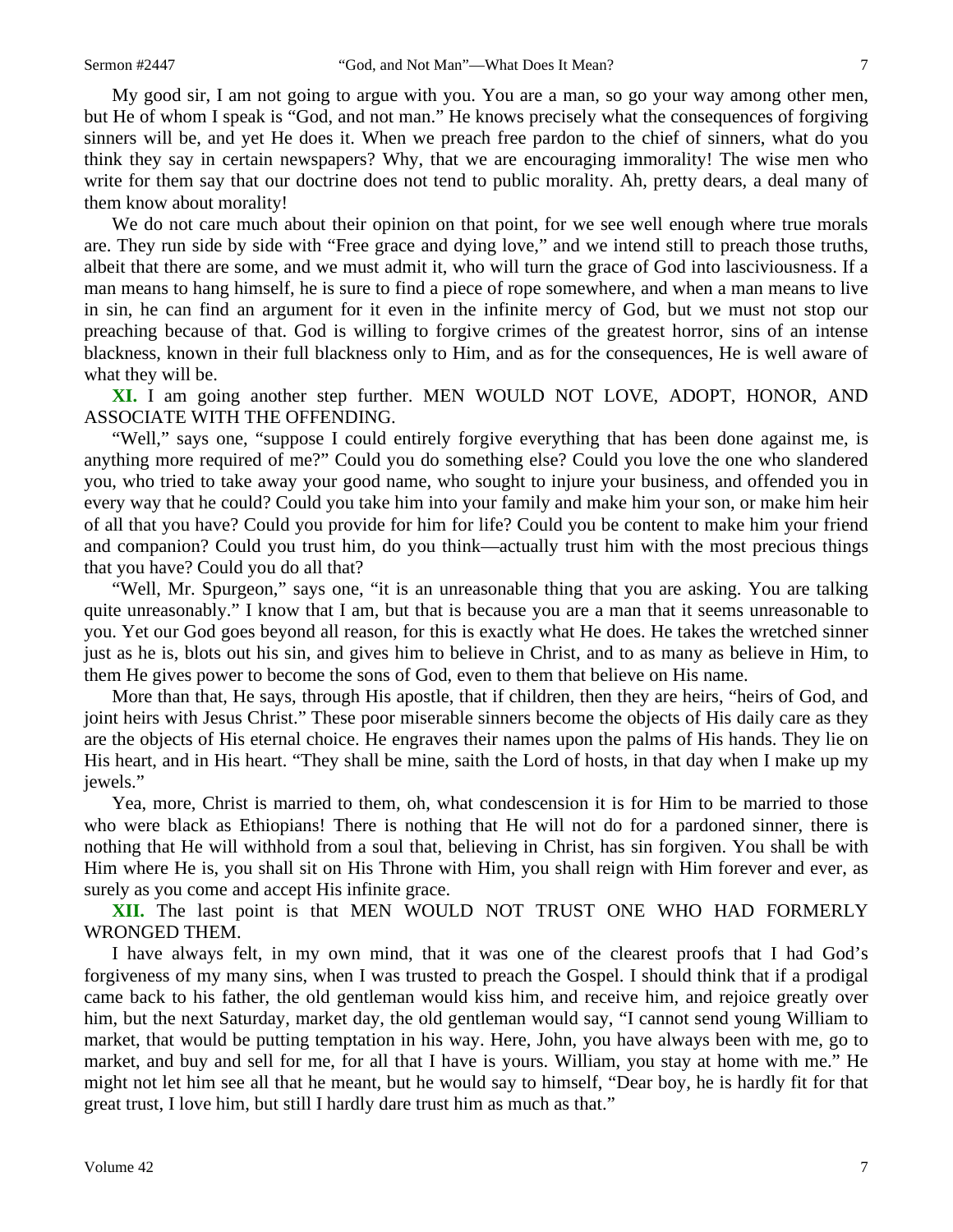My good sir, I am not going to argue with you. You are a man, so go your way among other men, but He of whom I speak is "God, and not man." He knows precisely what the consequences of forgiving sinners will be, and yet He does it. When we preach free pardon to the chief of sinners, what do you think they say in certain newspapers? Why, that we are encouraging immorality! The wise men who write for them say that our doctrine does not tend to public morality. Ah, pretty dears, a deal many of them know about morality!

We do not care much about their opinion on that point, for we see well enough where true morals are. They run side by side with "Free grace and dying love," and we intend still to preach those truths, albeit that there are some, and we must admit it, who will turn the grace of God into lasciviousness. If a man means to hang himself, he is sure to find a piece of rope somewhere, and when a man means to live in sin, he can find an argument for it even in the infinite mercy of God, but we must not stop our preaching because of that. God is willing to forgive crimes of the greatest horror, sins of an intense blackness, known in their full blackness only to Him, and as for the consequences, He is well aware of what they will be.

**XI.** I am going another step further. MEN WOULD NOT LOVE, ADOPT, HONOR, AND ASSOCIATE WITH THE OFFENDING.

"Well," says one, "suppose I could entirely forgive everything that has been done against me, is anything more required of me?" Could you do something else? Could you love the one who slandered you, who tried to take away your good name, who sought to injure your business, and offended you in every way that he could? Could you take him into your family and make him your son, or make him heir of all that you have? Could you provide for him for life? Could you be content to make him your friend and companion? Could you trust him, do you think—actually trust him with the most precious things that you have? Could you do all that?

"Well, Mr. Spurgeon," says one, "it is an unreasonable thing that you are asking. You are talking quite unreasonably." I know that I am, but that is because you are a man that it seems unreasonable to you. Yet our God goes beyond all reason, for this is exactly what He does. He takes the wretched sinner just as he is, blots out his sin, and gives him to believe in Christ, and to as many as believe in Him, to them He gives power to become the sons of God, even to them that believe on His name.

More than that, He says, through His apostle, that if children, then they are heirs, "heirs of God, and joint heirs with Jesus Christ." These poor miserable sinners become the objects of His daily care as they are the objects of His eternal choice. He engraves their names upon the palms of His hands. They lie on His heart, and in His heart. "They shall be mine, saith the Lord of hosts, in that day when I make up my jewels."

Yea, more, Christ is married to them, oh, what condescension it is for Him to be married to those who were black as Ethiopians! There is nothing that He will not do for a pardoned sinner, there is nothing that He will withhold from a soul that, believing in Christ, has sin forgiven. You shall be with Him where He is, you shall sit on His Throne with Him, you shall reign with Him forever and ever, as surely as you come and accept His infinite grace.

**XII.** The last point is that MEN WOULD NOT TRUST ONE WHO HAD FORMERLY WRONGED THEM.

I have always felt, in my own mind, that it was one of the clearest proofs that I had God's forgiveness of my many sins, when I was trusted to preach the Gospel. I should think that if a prodigal came back to his father, the old gentleman would kiss him, and receive him, and rejoice greatly over him, but the next Saturday, market day, the old gentleman would say, "I cannot send young William to market, that would be putting temptation in his way. Here, John, you have always been with me, go to market, and buy and sell for me, for all that I have is yours. William, you stay at home with me." He might not let him see all that he meant, but he would say to himself, "Dear boy, he is hardly fit for that great trust, I love him, but still I hardly dare trust him as much as that."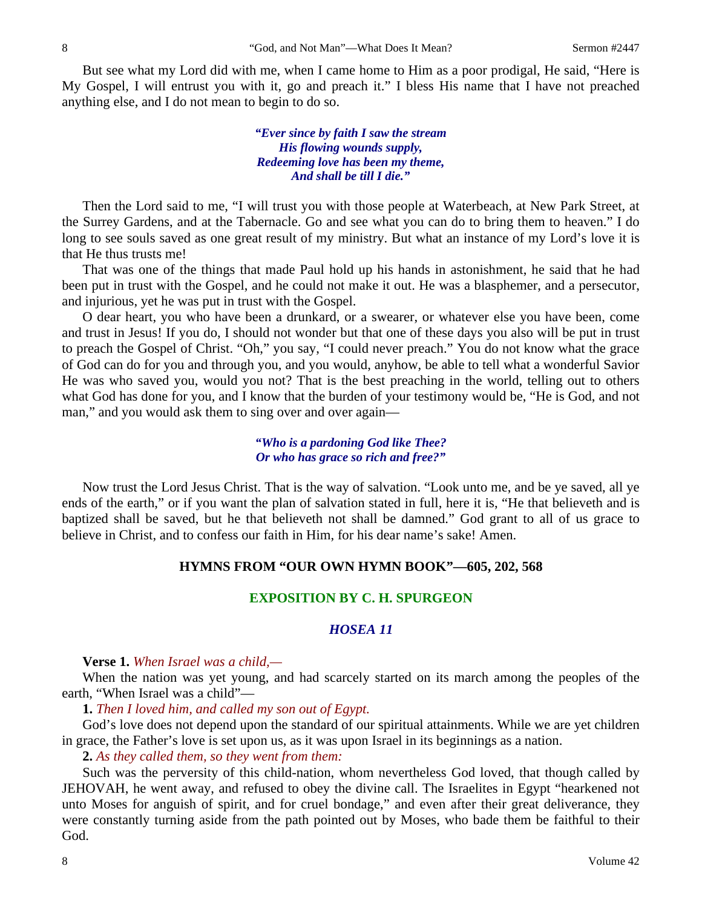But see what my Lord did with me, when I came home to Him as a poor prodigal, He said, "Here is My Gospel, I will entrust you with it, go and preach it." I bless His name that I have not preached anything else, and I do not mean to begin to do so.

> ***"Ever since by faith I saw the stream***
> ***His flowing wounds supply,***
> ***Redeeming love has been my theme,***
> ***And shall be till I die."***

Then the Lord said to me, "I will trust you with those people at Waterbeach, at New Park Street, at the Surrey Gardens, and at the Tabernacle. Go and see what you can do to bring them to heaven." I do long to see souls saved as one great result of my ministry. But what an instance of my Lord's love it is that He thus trusts me!

That was one of the things that made Paul hold up his hands in astonishment, he said that he had been put in trust with the Gospel, and he could not make it out. He was a blasphemer, and a persecutor, and injurious, yet he was put in trust with the Gospel.

O dear heart, you who have been a drunkard, or a swearer, or whatever else you have been, come and trust in Jesus! If you do, I should not wonder but that one of these days you also will be put in trust to preach the Gospel of Christ. "Oh," you say, "I could never preach." You do not know what the grace of God can do for you and through you, and you would, anyhow, be able to tell what a wonderful Savior He was who saved you, would you not? That is the best preaching in the world, telling out to others what God has done for you, and I know that the burden of your testimony would be, "He is God, and not man," and you would ask them to sing over and over again—

> ***"Who is a pardoning God like Thee?***
> ***Or who has grace so rich and free?"***

Now trust the Lord Jesus Christ. That is the way of salvation. "Look unto me, and be ye saved, all ye ends of the earth," or if you want the plan of salvation stated in full, here it is, "He that believeth and is baptized shall be saved, but he that believeth not shall be damned." God grant to all of us grace to believe in Christ, and to confess our faith in Him, for his dear name's sake! Amen.

## HYMNS FROM "OUR OWN HYMN BOOK"—605, 202, 568

## EXPOSITION BY C. H. SPURGEON

### *HOSEA 11*

**Verse 1.** *When Israel was a child,—*

When the nation was yet young, and had scarcely started on its march among the peoples of the earth, "When Israel was a child"—

**1.** *Then I loved him, and called my son out of Egypt.*

God's love does not depend upon the standard of our spiritual attainments. While we are yet children in grace, the Father's love is set upon us, as it was upon Israel in its beginnings as a nation.

**2.** *As they called them, so they went from them:*

Such was the perversity of this child-nation, whom nevertheless God loved, that though called by JEHOVAH, he went away, and refused to obey the divine call. The Israelites in Egypt "hearkened not unto Moses for anguish of spirit, and for cruel bondage," and even after their great deliverance, they were constantly turning aside from the path pointed out by Moses, who bade them be faithful to their God.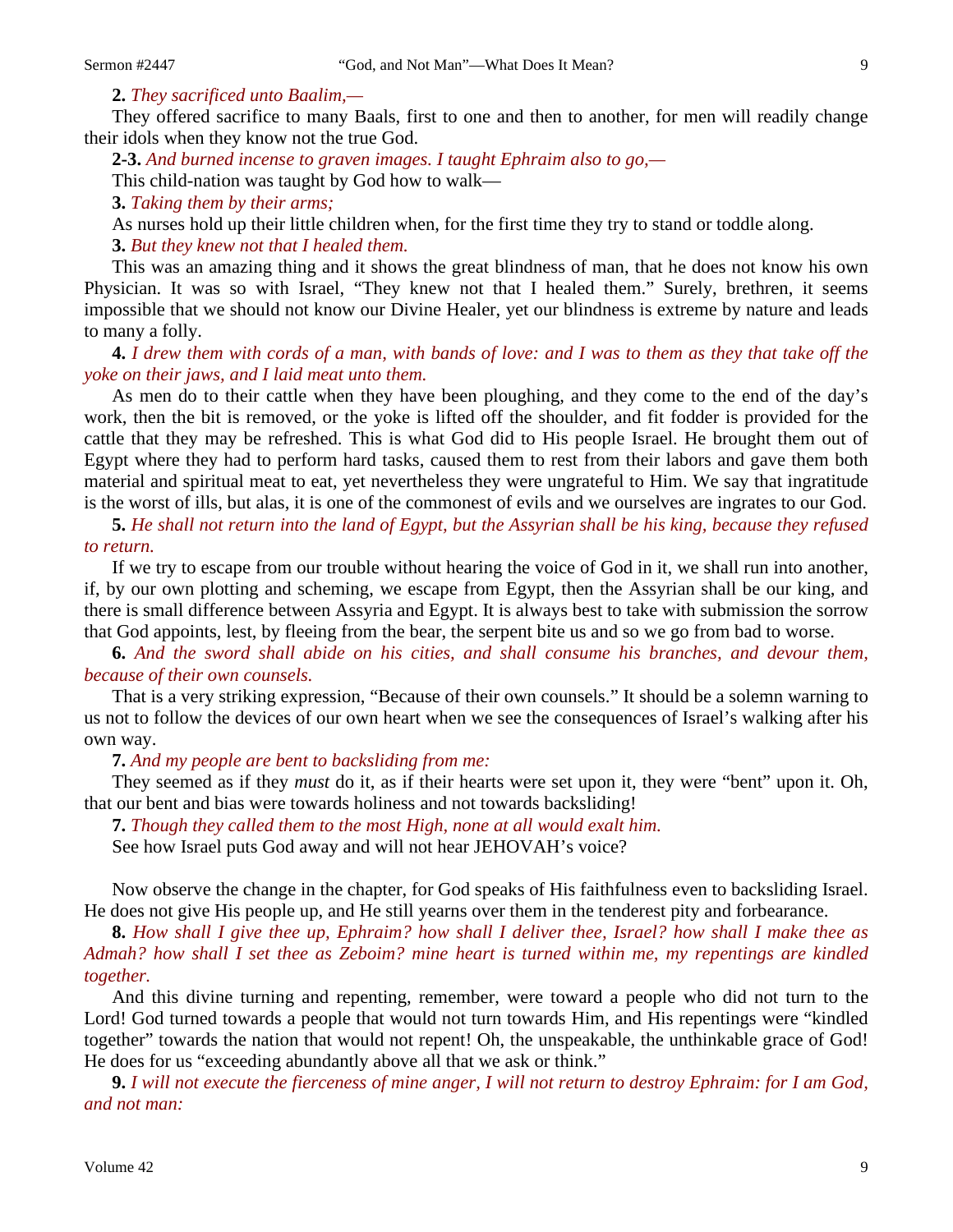**2.** *They sacrificed unto Baalim,—*

They offered sacrifice to many Baals, first to one and then to another, for men will readily change their idols when they know not the true God.

**2-3.** *And burned incense to graven images. I taught Ephraim also to go,—*

This child-nation was taught by God how to walk—

**3.** *Taking them by their arms;*

As nurses hold up their little children when, for the first time they try to stand or toddle along.

**3.** *But they knew not that I healed them.*

This was an amazing thing and it shows the great blindness of man, that he does not know his own Physician. It was so with Israel, "They knew not that I healed them." Surely, brethren, it seems impossible that we should not know our Divine Healer, yet our blindness is extreme by nature and leads to many a folly.

**4.** *I drew them with cords of a man, with bands of love: and I was to them as they that take off the yoke on their jaws, and I laid meat unto them.*

As men do to their cattle when they have been ploughing, and they come to the end of the day's work, then the bit is removed, or the yoke is lifted off the shoulder, and fit fodder is provided for the cattle that they may be refreshed. This is what God did to His people Israel. He brought them out of Egypt where they had to perform hard tasks, caused them to rest from their labors and gave them both material and spiritual meat to eat, yet nevertheless they were ungrateful to Him. We say that ingratitude is the worst of ills, but alas, it is one of the commonest of evils and we ourselves are ingrates to our God.

**5.** *He shall not return into the land of Egypt, but the Assyrian shall be his king, because they refused to return.*

If we try to escape from our trouble without hearing the voice of God in it, we shall run into another, if, by our own plotting and scheming, we escape from Egypt, then the Assyrian shall be our king, and there is small difference between Assyria and Egypt. It is always best to take with submission the sorrow that God appoints, lest, by fleeing from the bear, the serpent bite us and so we go from bad to worse.

**6.** *And the sword shall abide on his cities, and shall consume his branches, and devour them, because of their own counsels.*

That is a very striking expression, "Because of their own counsels." It should be a solemn warning to us not to follow the devices of our own heart when we see the consequences of Israel's walking after his own way.

**7.** *And my people are bent to backsliding from me:*

They seemed as if they *must* do it, as if their hearts were set upon it, they were "bent" upon it. Oh, that our bent and bias were towards holiness and not towards backsliding!

**7.** *Though they called them to the most High, none at all would exalt him.*

See how Israel puts God away and will not hear JEHOVAH's voice?

Now observe the change in the chapter, for God speaks of His faithfulness even to backsliding Israel. He does not give His people up, and He still yearns over them in the tenderest pity and forbearance.

**8.** *How shall I give thee up, Ephraim? how shall I deliver thee, Israel? how shall I make thee as Admah? how shall I set thee as Zeboim? mine heart is turned within me, my repentings are kindled together.*

And this divine turning and repenting, remember, were toward a people who did not turn to the Lord! God turned towards a people that would not turn towards Him, and His repentings were "kindled together" towards the nation that would not repent! Oh, the unspeakable, the unthinkable grace of God! He does for us "exceeding abundantly above all that we ask or think."

**9.** *I will not execute the fierceness of mine anger, I will not return to destroy Ephraim: for I am God, and not man:*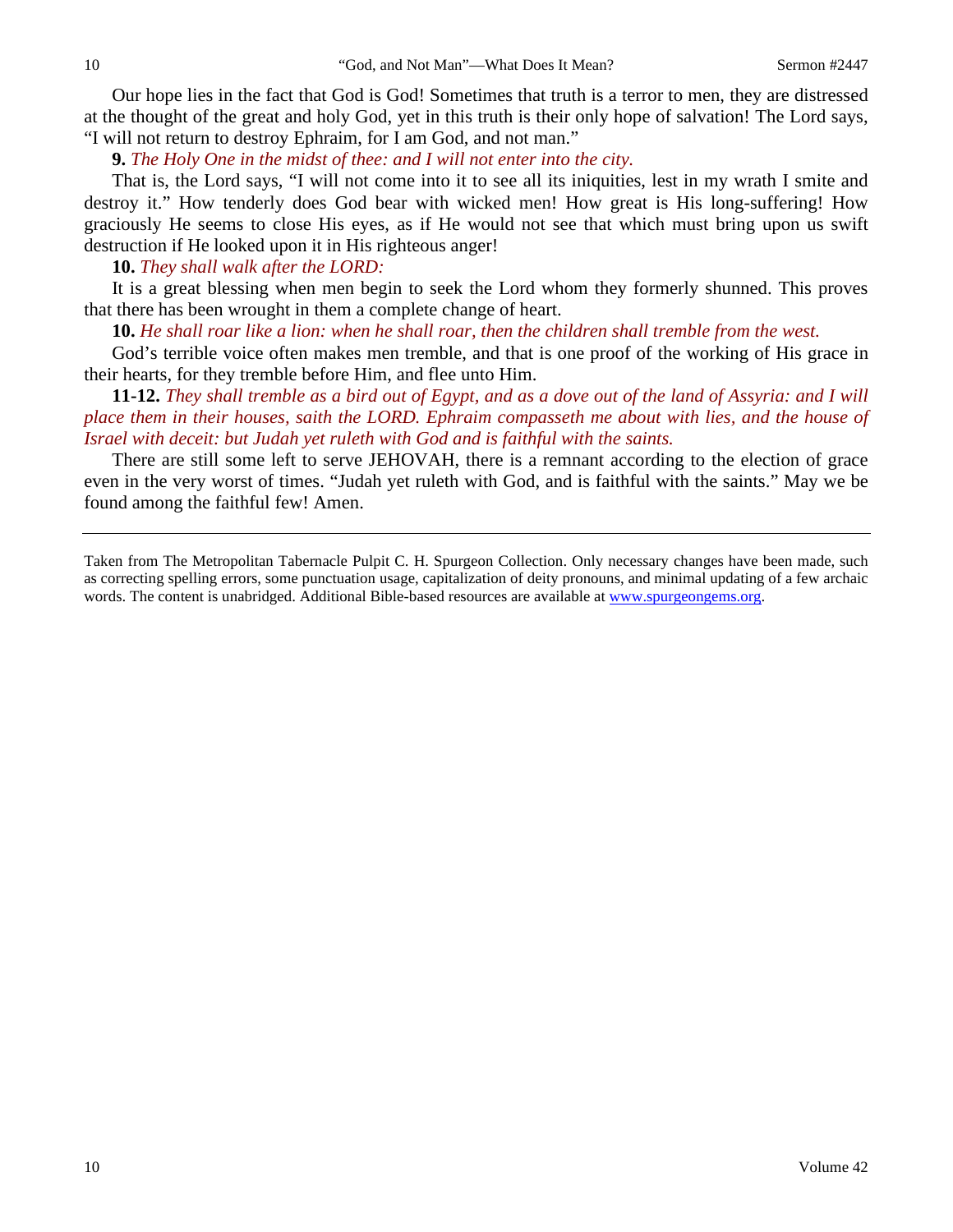Our hope lies in the fact that God is God! Sometimes that truth is a terror to men, they are distressed at the thought of the great and holy God, yet in this truth is their only hope of salvation! The Lord says, "I will not return to destroy Ephraim, for I am God, and not man."

**9.** *The Holy One in the midst of thee: and I will not enter into the city.*

That is, the Lord says, "I will not come into it to see all its iniquities, lest in my wrath I smite and destroy it." How tenderly does God bear with wicked men! How great is His long-suffering! How graciously He seems to close His eyes, as if He would not see that which must bring upon us swift destruction if He looked upon it in His righteous anger!

**10.** *They shall walk after the LORD:*

It is a great blessing when men begin to seek the Lord whom they formerly shunned. This proves that there has been wrought in them a complete change of heart.

**10.** *He shall roar like a lion: when he shall roar, then the children shall tremble from the west.*

God's terrible voice often makes men tremble, and that is one proof of the working of His grace in their hearts, for they tremble before Him, and flee unto Him.

**11-12.** *They shall tremble as a bird out of Egypt, and as a dove out of the land of Assyria: and I will place them in their houses, saith the LORD. Ephraim compasseth me about with lies, and the house of Israel with deceit: but Judah yet ruleth with God and is faithful with the saints.*

There are still some left to serve JEHOVAH, there is a remnant according to the election of grace even in the very worst of times. "Judah yet ruleth with God, and is faithful with the saints." May we be found among the faithful few! Amen.

---

Taken from The Metropolitan Tabernacle Pulpit C. H. Spurgeon Collection. Only necessary changes have been made, such as correcting spelling errors, some punctuation usage, capitalization of deity pronouns, and minimal updating of a few archaic words. The content is unabridged. Additional Bible-based resources are available at www.spurgeongems.org.